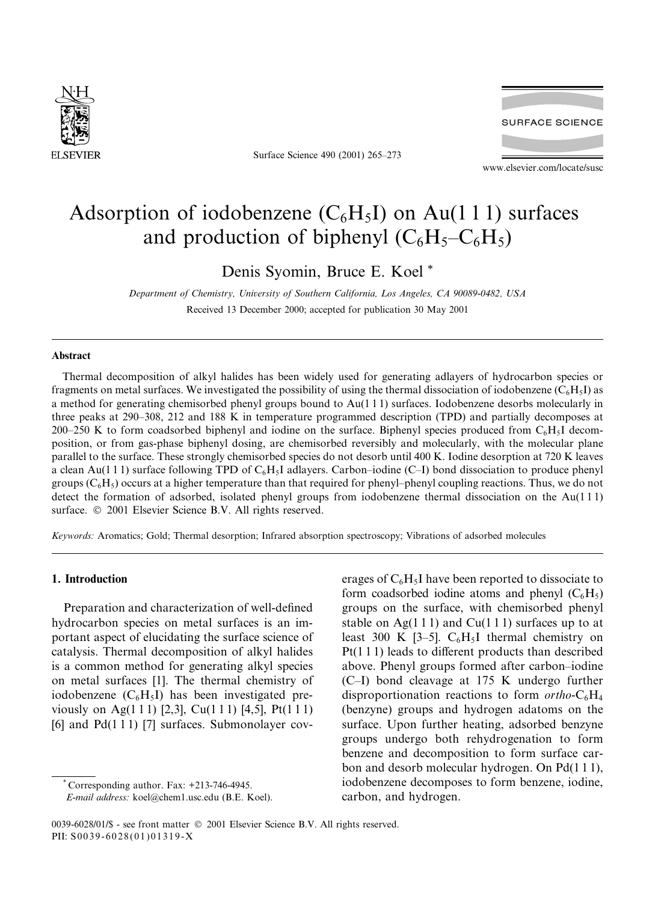# Adsorption of iodobenzene ($C_6H_5I$) on Au(1 1 1) surfaces and production of biphenyl ($C_6H_5$–$C_6H_5$)

Denis Syomin, Bruce E. Koel *

*Department of Chemistry, University of Southern California, Los Angeles, CA 90089-0482, USA*

Received 13 December 2000; accepted for publication 30 May 2001

## Abstract

Thermal decomposition of alkyl halides has been widely used for generating adlayers of hydrocarbon species or fragments on metal surfaces. We investigated the possibility of using the thermal dissociation of iodobenzene ($C_6H_5I$) as a method for generating chemisorbed phenyl groups bound to Au(1 1 1) surfaces. Iodobenzene desorbs molecularly in three peaks at 290–308, 212 and 188 K in temperature programmed description (TPD) and partially decomposes at 200–250 K to form coadsorbed biphenyl and iodine on the surface. Biphenyl species produced from $C_6H_5I$ decomposition, or from gas-phase biphenyl dosing, are chemisorbed reversibly and molecularly, with the molecular plane parallel to the surface. These strongly chemisorbed species do not desorb until 400 K. Iodine desorption at 720 K leaves a clean Au(1 1 1) surface following TPD of $C_6H_5I$ adlayers. Carbon–iodine (C–I) bond dissociation to produce phenyl groups ($C_6H_5$) occurs at a higher temperature than that required for phenyl–phenyl coupling reactions. Thus, we do not detect the formation of adsorbed, isolated phenyl groups from iodobenzene thermal dissociation on the Au(1 1 1) surface. © 2001 Elsevier Science B.V. All rights reserved.

*Keywords:* Aromatics; Gold; Thermal desorption; Infrared absorption spectroscopy; Vibrations of adsorbed molecules

## 1. Introduction

Preparation and characterization of well-defined hydrocarbon species on metal surfaces is an important aspect of elucidating the surface science of catalysis. Thermal decomposition of alkyl halides is a common method for generating alkyl species on metal surfaces [1]. The thermal chemistry of iodobenzene ($C_6H_5I$) has been investigated previously on Ag(1 1 1) [2,3], Cu(1 1 1) [4,5], Pt(1 1 1) [6] and Pd(1 1 1) [7] surfaces. Submonolayer coverages of $C_6H_5I$ have been reported to dissociate to form coadsorbed iodine atoms and phenyl ($C_6H_5$) groups on the surface, with chemisorbed phenyl stable on Ag(1 1 1) and Cu(1 1 1) surfaces up to at least 300 K [3–5]. $C_6H_5I$ thermal chemistry on Pt(1 1 1) leads to different products than described above. Phenyl groups formed after carbon–iodine (C–I) bond cleavage at 175 K undergo further disproportionation reactions to form *ortho*-$C_6H_4$ (benzyne) groups and hydrogen adatoms on the surface. Upon further heating, adsorbed benzyne groups undergo both rehydrogenation to form benzene and decomposition to form surface carbon and desorb molecular hydrogen. On Pd(1 1 1), iodobenzene decomposes to form benzene, iodine, carbon, and hydrogen.

* Corresponding author. Fax: +213-746-4945. *E-mail address:* koel@chem1.usc.edu (B.E. Koel).

0039-6028/01/$ - see front matter © 2001 Elsevier Science B.V. All rights reserved.
PII: S0039-6028(01)01319-X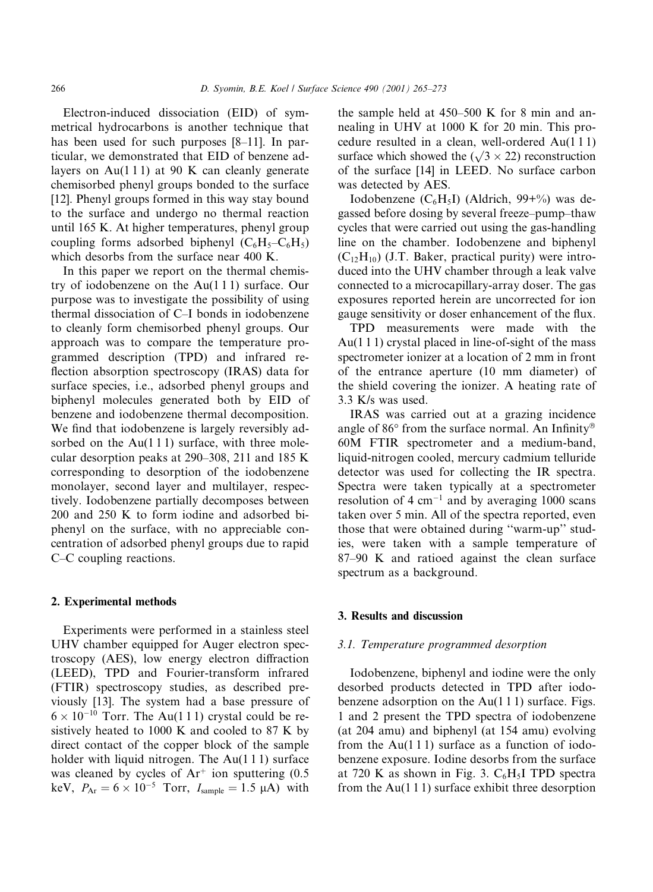Electron-induced dissociation (EID) of symmetrical hydrocarbons is another technique that has been used for such purposes [8–11]. In particular, we demonstrated that EID of benzene adlayers on Au(1 1 1) at 90 K can cleanly generate chemisorbed phenyl groups bonded to the surface [12]. Phenyl groups formed in this way stay bound to the surface and undergo no thermal reaction until 165 K. At higher temperatures, phenyl group coupling forms adsorbed biphenyl ($C_6H_5$–$C_6H_5$) which desorbs from the surface near 400 K.

In this paper we report on the thermal chemistry of iodobenzene on the Au(1 1 1) surface. Our purpose was to investigate the possibility of using thermal dissociation of C–I bonds in iodobenzene to cleanly form chemisorbed phenyl groups. Our approach was to compare the temperature programmed description (TPD) and infrared reflection absorption spectroscopy (IRAS) data for surface species, i.e., adsorbed phenyl groups and biphenyl molecules generated both by EID of benzene and iodobenzene thermal decomposition. We find that iodobenzene is largely reversibly adsorbed on the Au(1 1 1) surface, with three molecular desorption peaks at 290–308, 211 and 185 K corresponding to desorption of the iodobenzene monolayer, second layer and multilayer, respectively. Iodobenzene partially decomposes between 200 and 250 K to form iodine and adsorbed biphenyl on the surface, with no appreciable concentration of adsorbed phenyl groups due to rapid C–C coupling reactions.

## 2. Experimental methods

Experiments were performed in a stainless steel UHV chamber equipped for Auger electron spectroscopy (AES), low energy electron diffraction (LEED), TPD and Fourier-transform infrared (FTIR) spectroscopy studies, as described previously [13]. The system had a base pressure of $6 \times 10^{-10}$ Torr. The Au(1 1 1) crystal could be resistively heated to 1000 K and cooled to 87 K by direct contact of the copper block of the sample holder with liquid nitrogen. The Au(1 1 1) surface was cleaned by cycles of $Ar^+$ ion sputtering (0.5 keV, $P_{Ar} = 6 \times 10^{-5}$ Torr, $I_{sample} = 1.5$ μA) with the sample held at 450–500 K for 8 min and annealing in UHV at 1000 K for 20 min. This procedure resulted in a clean, well-ordered Au(1 1 1) surface which showed the ($\sqrt{3} \times 22$) reconstruction of the surface [14] in LEED. No surface carbon was detected by AES.

Iodobenzene ($C_6H_5I$) (Aldrich, 99+%) was degassed before dosing by several freeze–pump–thaw cycles that were carried out using the gas-handling line on the chamber. Iodobenzene and biphenyl ($C_{12}H_{10}$) (J.T. Baker, practical purity) were introduced into the UHV chamber through a leak valve connected to a microcapillary-array doser. The gas exposures reported herein are uncorrected for ion gauge sensitivity or doser enhancement of the flux.

TPD measurements were made with the Au(1 1 1) crystal placed in line-of-sight of the mass spectrometer ionizer at a location of 2 mm in front of the entrance aperture (10 mm diameter) of the shield covering the ionizer. A heating rate of 3.3 K/s was used.

IRAS was carried out at a grazing incidence angle of 86° from the surface normal. An Infinity® 60M FTIR spectrometer and a medium-band, liquid-nitrogen cooled, mercury cadmium telluride detector was used for collecting the IR spectra. Spectra were taken typically at a spectrometer resolution of 4 $cm^{-1}$ and by averaging 1000 scans taken over 5 min. All of the spectra reported, even those that were obtained during "warm-up" studies, were taken with a sample temperature of 87–90 K and ratioed against the clean surface spectrum as a background.

## 3. Results and discussion

### 3.1. Temperature programmed desorption

Iodobenzene, biphenyl and iodine were the only desorbed products detected in TPD after iodobenzene adsorption on the Au(1 1 1) surface. Figs. 1 and 2 present the TPD spectra of iodobenzene (at 204 amu) and biphenyl (at 154 amu) evolving from the Au(1 1 1) surface as a function of iodobenzene exposure. Iodine desorbs from the surface at 720 K as shown in Fig. 3. $C_6H_5I$ TPD spectra from the Au(1 1 1) surface exhibit three desorption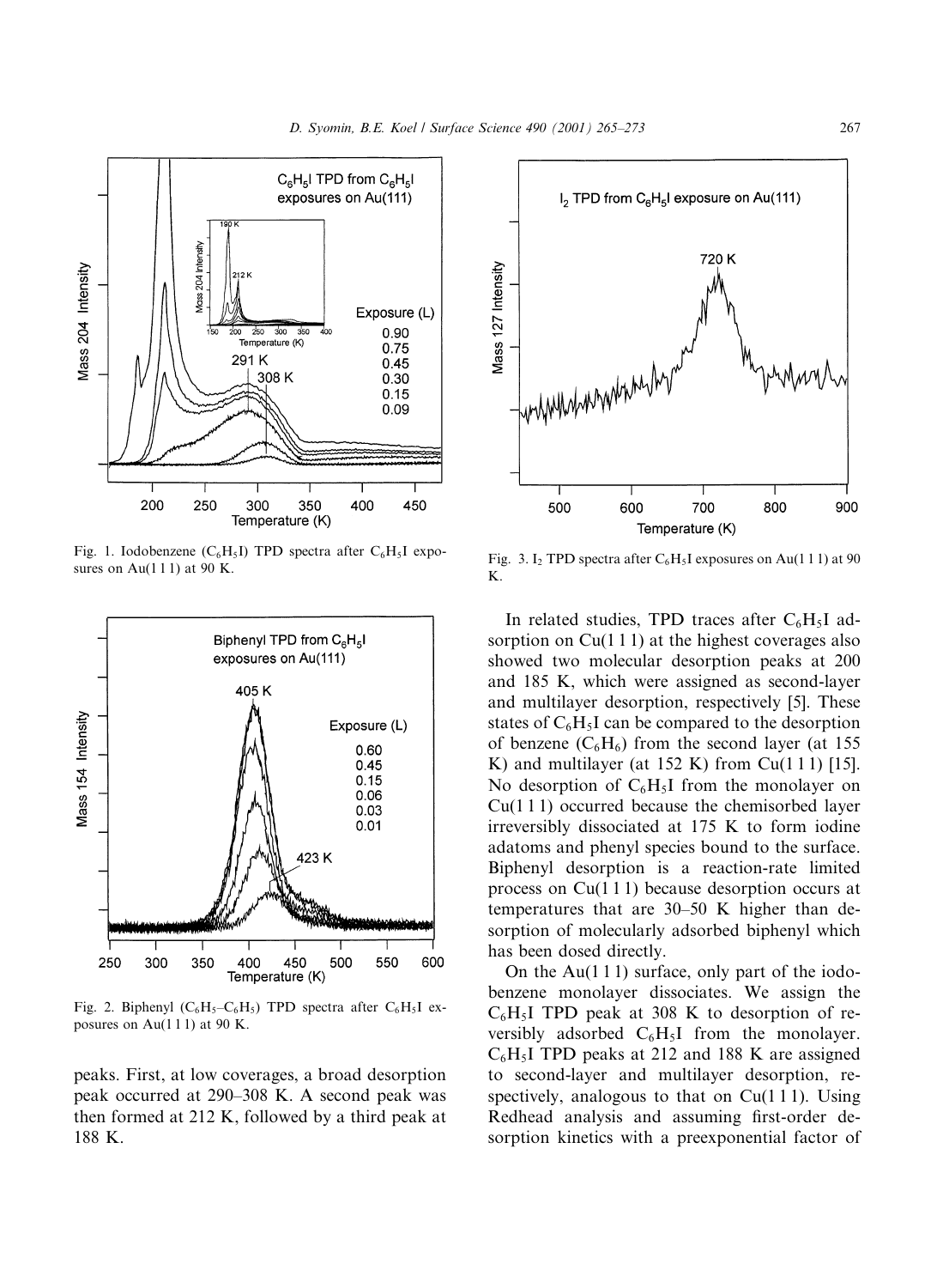Fig. 1. Iodobenzene ($C_6H_5I$) TPD spectra after $C_6H_5I$ exposures on Au(1 1 1) at 90 K.

Fig. 2. Biphenyl ($C_6H_5$–$C_6H_5$) TPD spectra after $C_6H_5I$ exposures on Au(1 1 1) at 90 K.

peaks. First, at low coverages, a broad desorption peak occurred at 290–308 K. A second peak was then formed at 212 K, followed by a third peak at 188 K.

Fig. 3. $I_2$ TPD spectra after $C_6H_5I$ exposures on Au(1 1 1) at 90 K.

In related studies, TPD traces after $C_6H_5I$ adsorption on Cu(1 1 1) at the highest coverages also showed two molecular desorption peaks at 200 and 185 K, which were assigned as second-layer and multilayer desorption, respectively [5]. These states of $C_6H_5I$ can be compared to the desorption of benzene ($C_6H_6$) from the second layer (at 155 K) and multilayer (at 152 K) from Cu(1 1 1) [15]. No desorption of $C_6H_5I$ from the monolayer on Cu(1 1 1) occurred because the chemisorbed layer irreversibly dissociated at 175 K to form iodine adatoms and phenyl species bound to the surface. Biphenyl desorption is a reaction-rate limited process on Cu(1 1 1) because desorption occurs at temperatures that are 30–50 K higher than desorption of molecularly adsorbed biphenyl which has been dosed directly.

On the Au(1 1 1) surface, only part of the iodobenzene monolayer dissociates. We assign the $C_6H_5I$ TPD peak at 308 K to desorption of reversibly adsorbed $C_6H_5I$ from the monolayer. $C_6H_5I$ TPD peaks at 212 and 188 K are assigned to second-layer and multilayer desorption, respectively, analogous to that on Cu(1 1 1). Using Redhead analysis and assuming first-order desorption kinetics with a preexponential factor of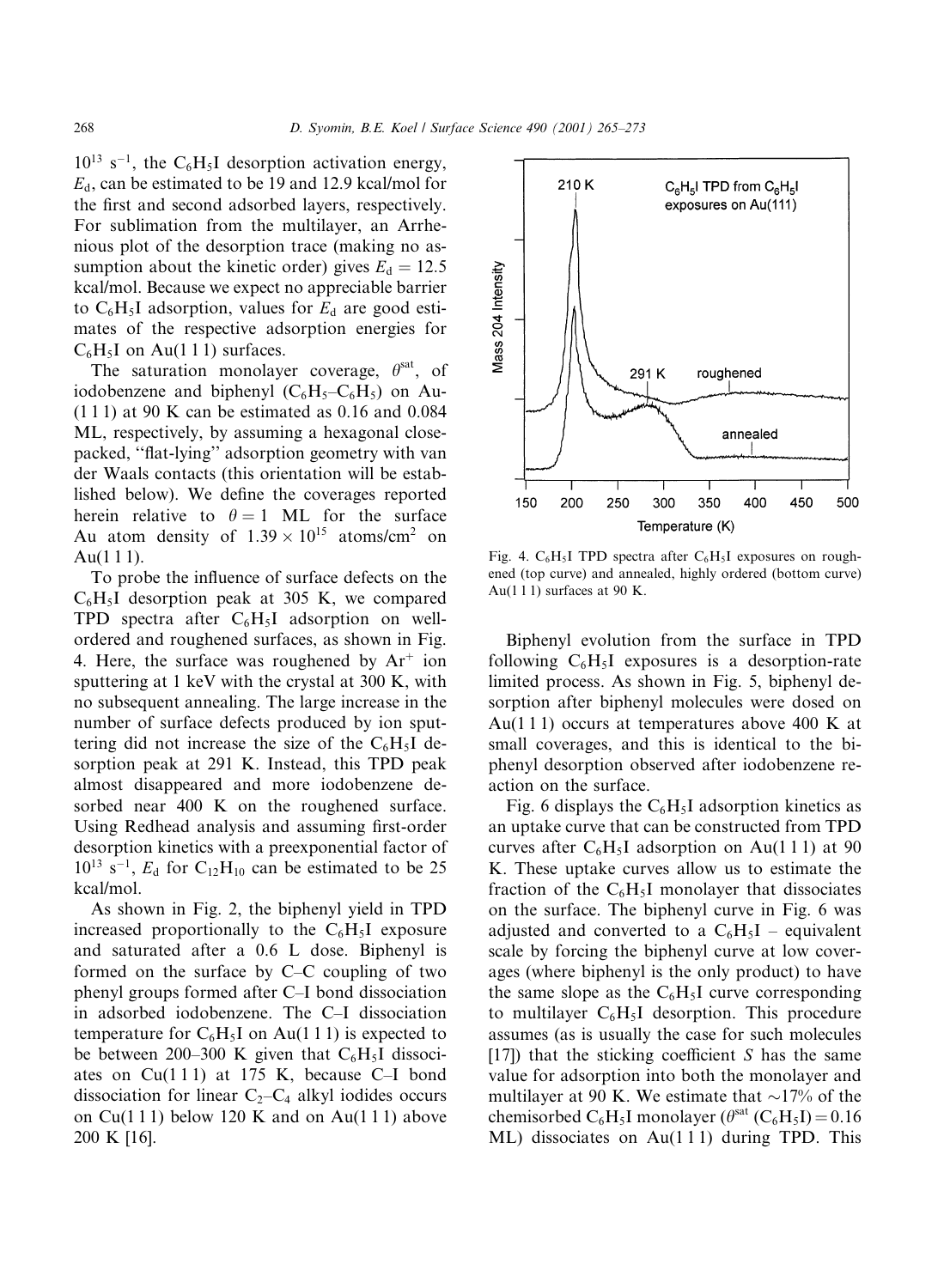$10^{13}$ s$^{-1}$, the $C_6H_5I$ desorption activation energy, $E_d$, can be estimated to be 19 and 12.9 kcal/mol for the first and second adsorbed layers, respectively. For sublimation from the multilayer, an Arrhenious plot of the desorption trace (making no assumption about the kinetic order) gives $E_d = 12.5$ kcal/mol. Because we expect no appreciable barrier to $C_6H_5I$ adsorption, values for $E_d$ are good estimates of the respective adsorption energies for $C_6H_5I$ on Au(1 1 1) surfaces.

The saturation monolayer coverage, $\theta^{sat}$, of iodobenzene and biphenyl ($C_6H_5$–$C_6H_5$) on Au(1 1 1) at 90 K can be estimated as 0.16 and 0.084 ML, respectively, by assuming a hexagonal close-packed, "flat-lying" adsorption geometry with van der Waals contacts (this orientation will be established below). We define the coverages reported herein relative to $\theta = 1$ ML for the surface Au atom density of $1.39 \times 10^{15}$ atoms/cm$^2$ on Au(1 1 1).

To probe the influence of surface defects on the $C_6H_5I$ desorption peak at 305 K, we compared TPD spectra after $C_6H_5I$ adsorption on well-ordered and roughened surfaces, as shown in Fig. 4. Here, the surface was roughened by $Ar^+$ ion sputtering at 1 keV with the crystal at 300 K, with no subsequent annealing. The large increase in the number of surface defects produced by ion sputtering did not increase the size of the $C_6H_5I$ desorption peak at 291 K. Instead, this TPD peak almost disappeared and more iodobenzene desorbed near 400 K on the roughened surface. Using Redhead analysis and assuming first-order desorption kinetics with a preexponential factor of $10^{13}$ s$^{-1}$, $E_d$ for $C_{12}H_{10}$ can be estimated to be 25 kcal/mol.

As shown in Fig. 2, the biphenyl yield in TPD increased proportionally to the $C_6H_5I$ exposure and saturated after a 0.6 L dose. Biphenyl is formed on the surface by C–C coupling of two phenyl groups formed after C–I bond dissociation in adsorbed iodobenzene. The C–I dissociation temperature for $C_6H_5I$ on Au(1 1 1) is expected to be between 200–300 K given that $C_6H_5I$ dissociates on Cu(1 1 1) at 175 K, because C–I bond dissociation for linear $C_2$–$C_4$ alkyl iodides occurs on Cu(1 1 1) below 120 K and on Au(1 1 1) above 200 K [16].

Fig. 4. $C_6H_5I$ TPD spectra after $C_6H_5I$ exposures on roughened (top curve) and annealed, highly ordered (bottom curve) Au(1 1 1) surfaces at 90 K.

Biphenyl evolution from the surface in TPD following $C_6H_5I$ exposures is a desorption-rate limited process. As shown in Fig. 5, biphenyl desorption after biphenyl molecules were dosed on Au(1 1 1) occurs at temperatures above 400 K at small coverages, and this is identical to the biphenyl desorption observed after iodobenzene reaction on the surface.

Fig. 6 displays the $C_6H_5I$ adsorption kinetics as an uptake curve that can be constructed from TPD curves after $C_6H_5I$ adsorption on Au(1 1 1) at 90 K. These uptake curves allow us to estimate the fraction of the $C_6H_5I$ monolayer that dissociates on the surface. The biphenyl curve in Fig. 6 was adjusted and converted to a $C_6H_5I$ – equivalent scale by forcing the biphenyl curve at low coverages (where biphenyl is the only product) to have the same slope as the $C_6H_5I$ curve corresponding to multilayer $C_6H_5I$ desorption. This procedure assumes (as is usually the case for such molecules [17]) that the sticking coefficient $S$ has the same value for adsorption into both the monolayer and multilayer at 90 K. We estimate that ~17% of the chemisorbed $C_6H_5I$ monolayer ($\theta^{sat}$ ($C_6H_5I$) = 0.16 ML) dissociates on Au(1 1 1) during TPD. This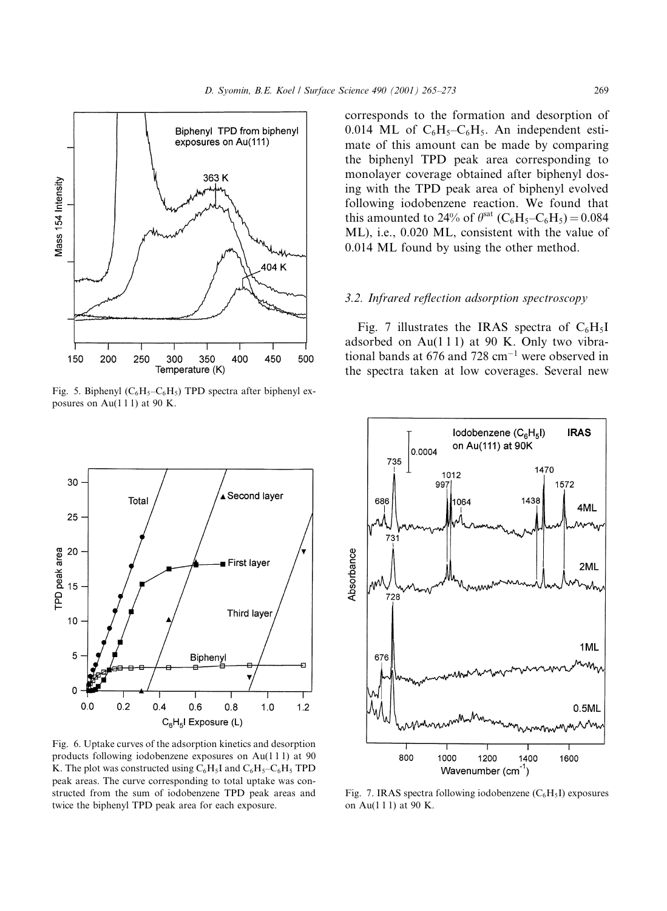Fig. 5. Biphenyl ($C_6H_5$–$C_6H_5$) TPD spectra after biphenyl exposures on Au(1 1 1) at 90 K.

Fig. 6. Uptake curves of the adsorption kinetics and desorption products following iodobenzene exposures on Au(1 1 1) at 90 K. The plot was constructed using $C_6H_5I$ and $C_6H_5$–$C_6H_5$ TPD peak areas. The curve corresponding to total uptake was constructed from the sum of iodobenzene TPD peak areas and twice the biphenyl TPD peak area for each exposure.

corresponds to the formation and desorption of 0.014 ML of $C_6H_5$–$C_6H_5$. An independent estimate of this amount can be made by comparing the biphenyl TPD peak area corresponding to monolayer coverage obtained after biphenyl dosing with the TPD peak area of biphenyl evolved following iodobenzene reaction. We found that this amounted to 24% of $\theta^{sat}$ ($C_6H_5$–$C_6H_5$) = 0.084 ML), i.e., 0.020 ML, consistent with the value of 0.014 ML found by using the other method.

### 3.2. Infrared reflection adsorption spectroscopy

Fig. 7 illustrates the IRAS spectra of $C_6H_5I$ adsorbed on Au(1 1 1) at 90 K. Only two vibrational bands at 676 and 728 $cm^{-1}$ were observed in the spectra taken at low coverages. Several new

Fig. 7. IRAS spectra following iodobenzene ($C_6H_5I$) exposures on Au(1 1 1) at 90 K.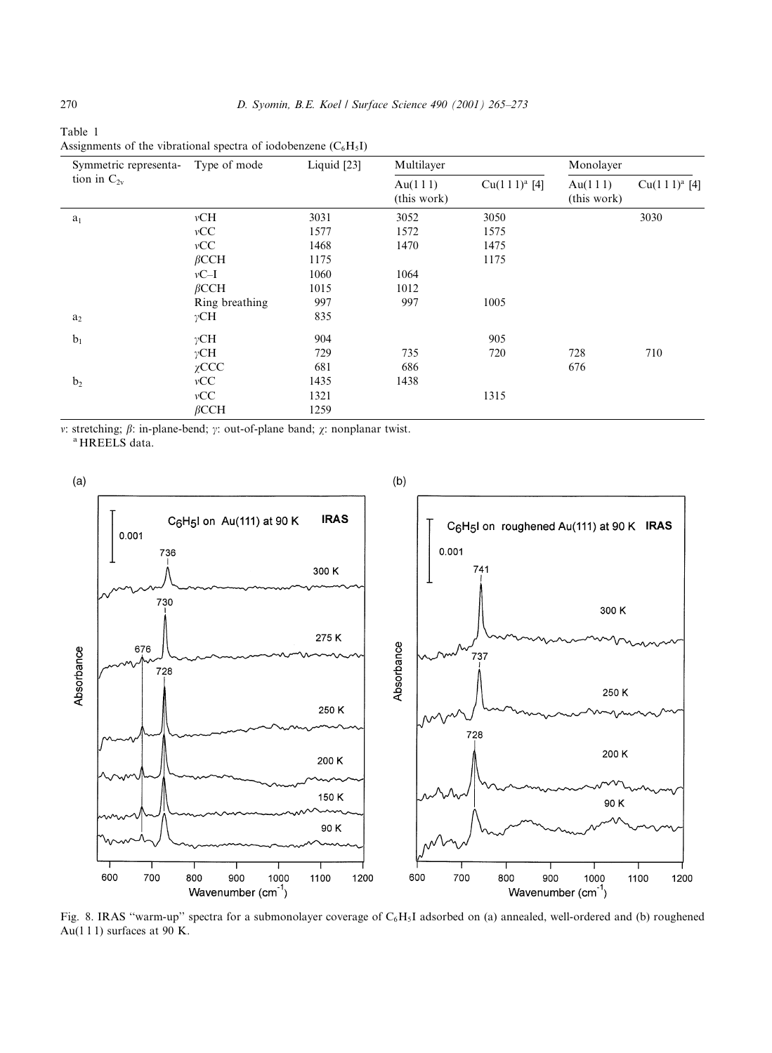Table 1
Assignments of the vibrational spectra of iodobenzene ($C_6H_5I$)

| Symmetric representation in $C_{2v}$ | Type of mode | Liquid [23] | Multilayer | | Monolayer | |
|---|---|---|---|---|---|---|
| | | | Au(1 1 1) (this work) | Cu(1 1 1)[a] [4] | Au(1 1 1) (this work) | Cu(1 1 1)[a] [4] |
| $a_1$ | $\nu$CH | 3031 | 3052 | 3050 | | 3030 |
| | $\nu$CC | 1577 | 1572 | 1575 | | |
| | $\nu$CC | 1468 | 1470 | 1475 | | |
| | $\beta$CCH | 1175 | | 1175 | | |
| | $\nu$C–I | 1060 | 1064 | | | |
| | $\beta$CCH | 1015 | 1012 | | | |
| | Ring breathing | 997 | 997 | 1005 | | |
| $a_2$ | $\gamma$CH | 835 | | | | |
| $b_1$ | $\gamma$CH | 904 | | 905 | | |
| | $\gamma$CH | 729 | 735 | 720 | 728 | 710 |
| | $\chi$CCC | 681 | 686 | | 676 | |
| $b_2$ | $\nu$CC | 1435 | 1438 | | | |
| | $\nu$CC | 1321 | | 1315 | | |
| | $\beta$CCH | 1259 | | | | |

$\nu$: stretching; $\beta$: in-plane-bend; $\gamma$: out-of-plane band; $\chi$: nonplanar twist.
[a] HREELS data.

Fig. 8. IRAS "warm-up" spectra for a submonolayer coverage of $C_6H_5I$ adsorbed on (a) annealed, well-ordered and (b) roughened Au(1 1 1) surfaces at 90 K.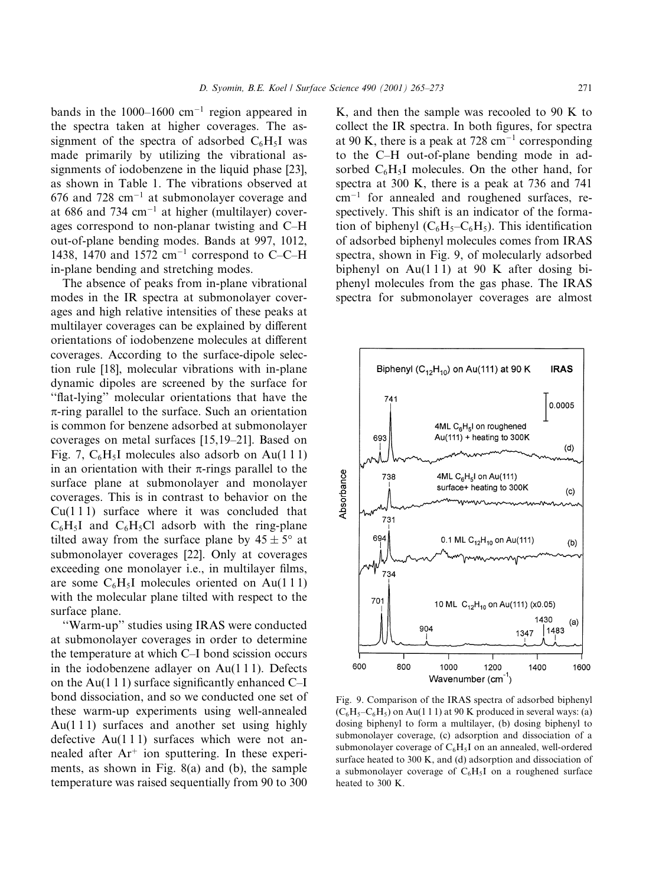bands in the 1000–1600 cm$^{-1}$ region appeared in the spectra taken at higher coverages. The assignment of the spectra of adsorbed $C_6H_5I$ was made primarily by utilizing the vibrational assignments of iodobenzene in the liquid phase [23], as shown in Table 1. The vibrations observed at 676 and 728 cm$^{-1}$ at submonolayer coverage and at 686 and 734 cm$^{-1}$ at higher (multilayer) coverages correspond to non-planar twisting and C–H out-of-plane bending modes. Bands at 997, 1012, 1438, 1470 and 1572 cm$^{-1}$ correspond to C–C–H in-plane bending and stretching modes.

The absence of peaks from in-plane vibrational modes in the IR spectra at submonolayer coverages and high relative intensities of these peaks at multilayer coverages can be explained by different orientations of iodobenzene molecules at different coverages. According to the surface-dipole selection rule [18], molecular vibrations with in-plane dynamic dipoles are screened by the surface for "flat-lying" molecular orientations that have the π-ring parallel to the surface. Such an orientation is common for benzene adsorbed at submonolayer coverages on metal surfaces [15,19–21]. Based on Fig. 7, $C_6H_5I$ molecules also adsorb on Au(1 1 1) in an orientation with their π-rings parallel to the surface plane at submonolayer and monolayer coverages. This is in contrast to behavior on the Cu(1 1 1) surface where it was concluded that $C_6H_5I$ and $C_6H_5Cl$ adsorb with the ring-plane tilted away from the surface plane by $45 \pm 5°$ at submonolayer coverages [22]. Only at coverages exceeding one monolayer i.e., in multilayer films, are some $C_6H_5I$ molecules oriented on Au(1 1 1) with the molecular plane tilted with respect to the surface plane.

"Warm-up" studies using IRAS were conducted at submonolayer coverages in order to determine the temperature at which C–I bond scission occurs in the iodobenzene adlayer on Au(1 1 1). Defects on the Au(1 1 1) surface significantly enhanced C–I bond dissociation, and so we conducted one set of these warm-up experiments using well-annealed Au(1 1 1) surfaces and another set using highly defective Au(1 1 1) surfaces which were not annealed after $Ar^{+}$ ion sputtering. In these experiments, as shown in Fig. 8(a) and (b), the sample temperature was raised sequentially from 90 to 300 K, and then the sample was recooled to 90 K to collect the IR spectra. In both figures, for spectra at 90 K, there is a peak at 728 cm$^{-1}$ corresponding to the C–H out-of-plane bending mode in adsorbed $C_6H_5I$ molecules. On the other hand, for spectra at 300 K, there is a peak at 736 and 741 cm$^{-1}$ for annealed and roughened surfaces, respectively. This shift is an indicator of the formation of biphenyl ($C_6H_5$–$C_6H_5$). This identification of adsorbed biphenyl molecules comes from IRAS spectra, shown in Fig. 9, of molecularly adsorbed biphenyl on Au(1 1 1) at 90 K after dosing biphenyl molecules from the gas phase. The IRAS spectra for submonolayer coverages are almost

Fig. 9. Comparison of the IRAS spectra of adsorbed biphenyl ($C_6H_5$–$C_6H_5$) on Au(1 1 1) at 90 K produced in several ways: (a) dosing biphenyl to form a multilayer, (b) dosing biphenyl to submonolayer coverage, (c) adsorption and dissociation of a submonolayer coverage of $C_6H_5I$ on an annealed, well-ordered surface heated to 300 K, and (d) adsorption and dissociation of a submonolayer coverage of $C_6H_5I$ on a roughened surface heated to 300 K.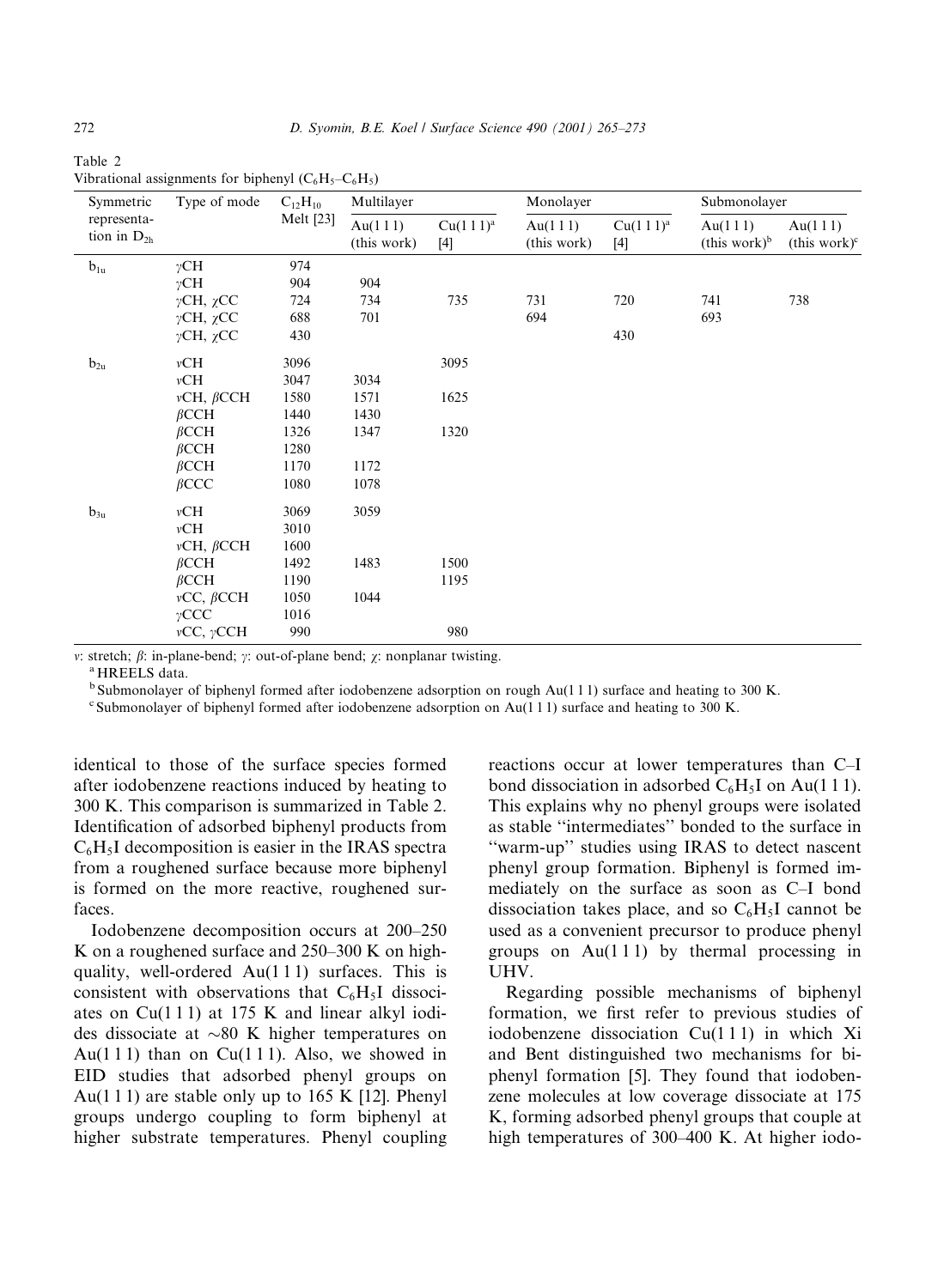Table 2
Vibrational assignments for biphenyl ($C_6H_5$–$C_6H_5$)

| Symmetric representation in $D_{2h}$ | Type of mode | $C_{12}H_{10}$ Melt [23] | Multilayer | | Monolayer | | Submonolayer | |
|---|---|---|---|---|---|---|---|---|
| | | | Au(1 1 1) (this work) | Cu(1 1 1)[a] [4] | Au(1 1 1) (this work) | Cu(1 1 1)[a] [4] | Au(1 1 1) (this work)[b] | Au(1 1 1) (this work)[c] |
| $b_{1u}$ | $\gamma$CH | 974 | | | | | | |
| | $\gamma$CH | 904 | 904 | | | | | |
| | $\gamma$CH, $\chi$CC | 724 | 734 | 735 | 731 | 720 | 741 | 738 |
| | $\gamma$CH, $\chi$CC | 688 | 701 | | 694 | | 693 | |
| | $\gamma$CH, $\chi$CC | 430 | | | | 430 | | |
| $b_{2u}$ | $\nu$CH | 3096 | | 3095 | | | | |
| | $\nu$CH | 3047 | 3034 | | | | | |
| | $\nu$CH, $\beta$CCH | 1580 | 1571 | 1625 | | | | |
| | $\beta$CCH | 1440 | 1430 | | | | | |
| | $\beta$CCH | 1326 | 1347 | 1320 | | | | |
| | $\beta$CCH | 1280 | | | | | | |
| | $\beta$CCH | 1170 | 1172 | | | | | |
| | $\beta$CCC | 1080 | 1078 | | | | | |
| $b_{3u}$ | $\nu$CH | 3069 | 3059 | | | | | |
| | $\nu$CH | 3010 | | | | | | |
| | $\nu$CH, $\beta$CCH | 1600 | | | | | | |
| | $\beta$CCH | 1492 | 1483 | 1500 | | | | |
| | $\beta$CCH | 1190 | | 1195 | | | | |
| | $\nu$CC, $\beta$CCH | 1050 | 1044 | | | | | |
| | $\gamma$CCC | 1016 | | | | | | |
| | $\nu$CC, $\gamma$CCH | 990 | | 980 | | | | |

$\nu$: stretch; $\beta$: in-plane-bend; $\gamma$: out-of-plane bend; $\chi$: nonplanar twisting.

[a] HREELS data.

[b] Submonolayer of biphenyl formed after iodobenzene adsorption on rough Au(1 1 1) surface and heating to 300 K.

[c] Submonolayer of biphenyl formed after iodobenzene adsorption on Au(1 1 1) surface and heating to 300 K.

identical to those of the surface species formed after iodobenzene reactions induced by heating to 300 K. This comparison is summarized in Table 2. Identification of adsorbed biphenyl products from $C_6H_5I$ decomposition is easier in the IRAS spectra from a roughened surface because more biphenyl is formed on the more reactive, roughened surfaces.

Iodobenzene decomposition occurs at 200–250 K on a roughened surface and 250–300 K on high-quality, well-ordered Au(1 1 1) surfaces. This is consistent with observations that $C_6H_5I$ dissociates on Cu(1 1 1) at 175 K and linear alkyl iodides dissociate at ~80 K higher temperatures on Au(1 1 1) than on Cu(1 1 1). Also, we showed in EID studies that adsorbed phenyl groups on Au(1 1 1) are stable only up to 165 K [12]. Phenyl groups undergo coupling to form biphenyl at higher substrate temperatures. Phenyl coupling reactions occur at lower temperatures than C–I bond dissociation in adsorbed $C_6H_5I$ on Au(1 1 1). This explains why no phenyl groups were isolated as stable "intermediates" bonded to the surface in "warm-up" studies using IRAS to detect nascent phenyl group formation. Biphenyl is formed immediately on the surface as soon as C–I bond dissociation takes place, and so $C_6H_5I$ cannot be used as a convenient precursor to produce phenyl groups on Au(1 1 1) by thermal processing in UHV.

Regarding possible mechanisms of biphenyl formation, we first refer to previous studies of iodobenzene dissociation Cu(1 1 1) in which Xi and Bent distinguished two mechanisms for biphenyl formation [5]. They found that iodobenzene molecules at low coverage dissociate at 175 K, forming adsorbed phenyl groups that couple at high temperatures of 300–400 K. At higher iodo-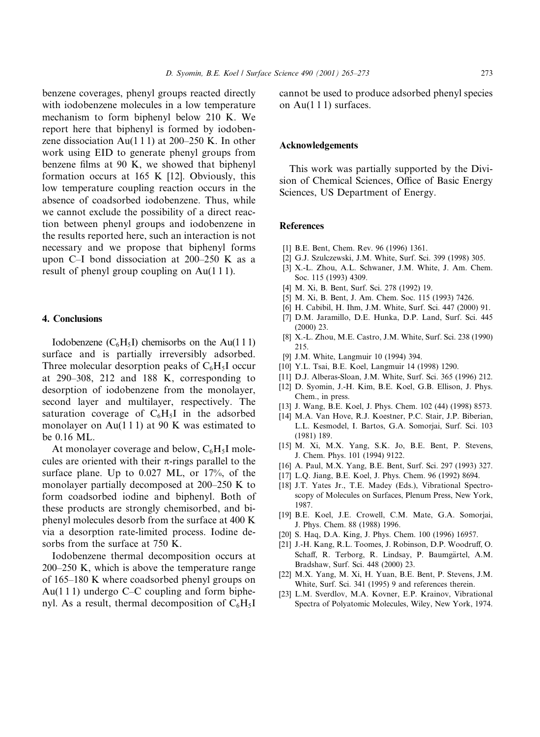benzene coverages, phenyl groups reacted directly with iodobenzene molecules in a low temperature mechanism to form biphenyl below 210 K. We report here that biphenyl is formed by iodobenzene dissociation Au(1 1 1) at 200–250 K. In other work using EID to generate phenyl groups from benzene films at 90 K, we showed that biphenyl formation occurs at 165 K [12]. Obviously, this low temperature coupling reaction occurs in the absence of coadsorbed iodobenzene. Thus, while we cannot exclude the possibility of a direct reaction between phenyl groups and iodobenzene in the results reported here, such an interaction is not necessary and we propose that biphenyl forms upon C–I bond dissociation at 200–250 K as a result of phenyl group coupling on Au(1 1 1).

## 4. Conclusions

Iodobenzene ($C_6H_5I$) chemisorbs on the Au(1 1 1) surface and is partially irreversibly adsorbed. Three molecular desorption peaks of $C_6H_5I$ occur at 290–308, 212 and 188 K, corresponding to desorption of iodobenzene from the monolayer, second layer and multilayer, respectively. The saturation coverage of $C_6H_5I$ in the adsorbed monolayer on Au(1 1 1) at 90 K was estimated to be 0.16 ML.

At monolayer coverage and below, $C_6H_5I$ molecules are oriented with their π-rings parallel to the surface plane. Up to 0.027 ML, or 17%, of the monolayer partially decomposed at 200–250 K to form coadsorbed iodine and biphenyl. Both of these products are strongly chemisorbed, and biphenyl molecules desorb from the surface at 400 K via a desorption rate-limited process. Iodine desorbs from the surface at 750 K.

Iodobenzene thermal decomposition occurs at 200–250 K, which is above the temperature range of 165–180 K where coadsorbed phenyl groups on Au(1 1 1) undergo C–C coupling and form biphenyl. As a result, thermal decomposition of $C_6H_5I$ cannot be used to produce adsorbed phenyl species on Au(1 1 1) surfaces.

## Acknowledgements

This work was partially supported by the Division of Chemical Sciences, Office of Basic Energy Sciences, US Department of Energy.

## References

[1] B.E. Bent, Chem. Rev. 96 (1996) 1361.
[2] G.J. Szulczewski, J.M. White, Surf. Sci. 399 (1998) 305.
[3] X.-L. Zhou, A.L. Schwaner, J.M. White, J. Am. Chem. Soc. 115 (1993) 4309.
[4] M. Xi, B. Bent, Surf. Sci. 278 (1992) 19.
[5] M. Xi, B. Bent, J. Am. Chem. Soc. 115 (1993) 7426.
[6] H. Cabibil, H. Ihm, J.M. White, Surf. Sci. 447 (2000) 91.
[7] D.M. Jaramillo, D.E. Hunka, D.P. Land, Surf. Sci. 445 (2000) 23.
[8] X.-L. Zhou, M.E. Castro, J.M. White, Surf. Sci. 238 (1990) 215.
[9] J.M. White, Langmuir 10 (1994) 394.
[10] Y.L. Tsai, B.E. Koel, Langmuir 14 (1998) 1290.
[11] D.J. Alberas-Sloan, J.M. White, Surf. Sci. 365 (1996) 212.
[12] D. Syomin, J.-H. Kim, B.E. Koel, G.B. Ellison, J. Phys. Chem., in press.
[13] J. Wang, B.E. Koel, J. Phys. Chem. 102 (44) (1998) 8573.
[14] M.A. Van Hove, R.J. Koestner, P.C. Stair, J.P. Biberian, L.L. Kesmodel, I. Bartos, G.A. Somorjai, Surf. Sci. 103 (1981) 189.
[15] M. Xi, M.X. Yang, S.K. Jo, B.E. Bent, P. Stevens, J. Chem. Phys. 101 (1994) 9122.
[16] A. Paul, M.X. Yang, B.E. Bent, Surf. Sci. 297 (1993) 327.
[17] L.Q. Jiang, B.E. Koel, J. Phys. Chem. 96 (1992) 8694.
[18] J.T. Yates Jr., T.E. Madey (Eds.), Vibrational Spectroscopy of Molecules on Surfaces, Plenum Press, New York, 1987.
[19] B.E. Koel, J.E. Crowell, C.M. Mate, G.A. Somorjai, J. Phys. Chem. 88 (1988) 1996.
[20] S. Haq, D.A. King, J. Phys. Chem. 100 (1996) 16957.
[21] J.-H. Kang, R.L. Toomes, J. Robinson, D.P. Woodruff, O. Schaff, R. Terborg, R. Lindsay, P. Baumgärtel, A.M. Bradshaw, Surf. Sci. 448 (2000) 23.
[22] M.X. Yang, M. Xi, H. Yuan, B.E. Bent, P. Stevens, J.M. White, Surf. Sci. 341 (1995) 9 and references therein.
[23] L.M. Sverdlov, M.A. Kovner, E.P. Krainov, Vibrational Spectra of Polyatomic Molecules, Wiley, New York, 1974.